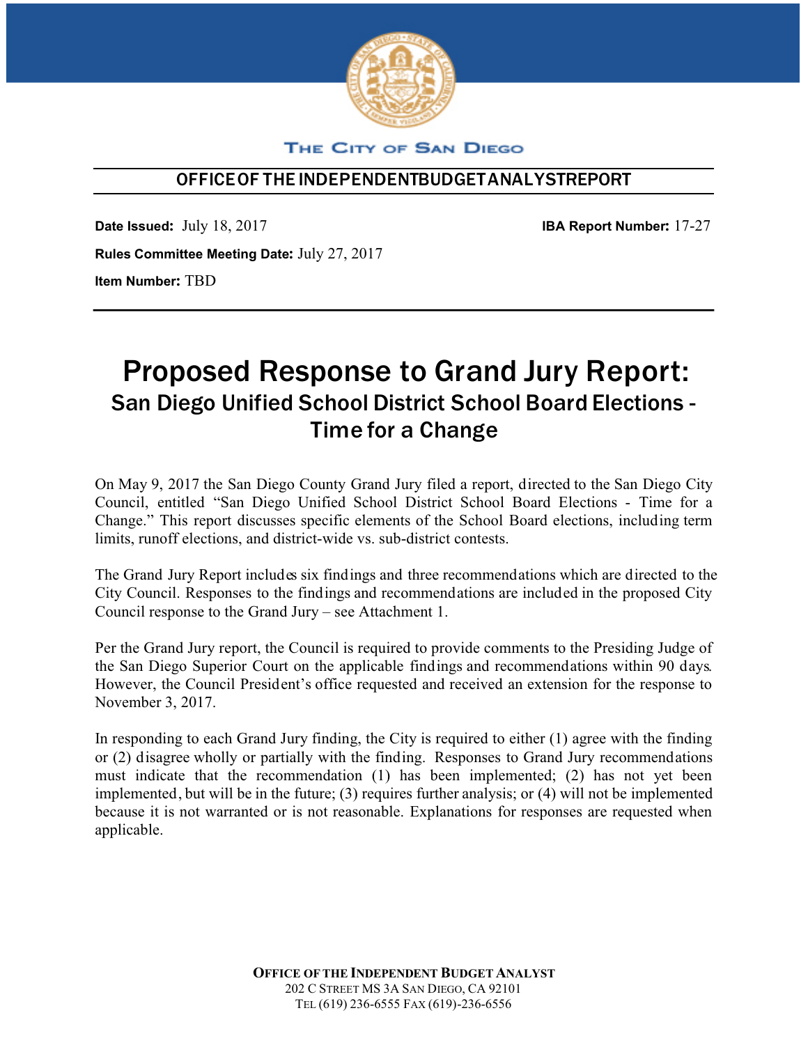THE CITY OF SAN DIEGO

**OFFICE OF THE INDEPENDENT BUDGET ANALYST REPORT**

**Date Issued:** July 18, 2017

**IBA Report Number:** 17-27

**Rules Committee Meeting Date:** July 27, 2017

**Item Number:** TBD

# Proposed Response to Grand Jury Report:

## San Diego Unified School District School Board Elections - Time for a Change

On May 9, 2017 the San Diego County Grand Jury filed a report, directed to the San Diego City Council, entitled "San Diego Unified School District School Board Elections - Time for a Change." This report discusses specific elements of the School Board elections, including term limits, runoff elections, and district-wide vs. sub-district contests.

The Grand Jury Report includes six findings and three recommendations which are directed to the City Council. Responses to the findings and recommendations are included in the proposed City Council response to the Grand Jury – see Attachment 1.

Per the Grand Jury report, the Council is required to provide comments to the Presiding Judge of the San Diego Superior Court on the applicable findings and recommendations within 90 days. However, the Council President's office requested and received an extension for the response to November 3, 2017.

In responding to each Grand Jury finding, the City is required to either (1) agree with the finding or (2) disagree wholly or partially with the finding. Responses to Grand Jury recommendations must indicate that the recommendation (1) has been implemented; (2) has not yet been implemented, but will be in the future; (3) requires further analysis; or (4) will not be implemented because it is not warranted or is not reasonable. Explanations for responses are requested when applicable.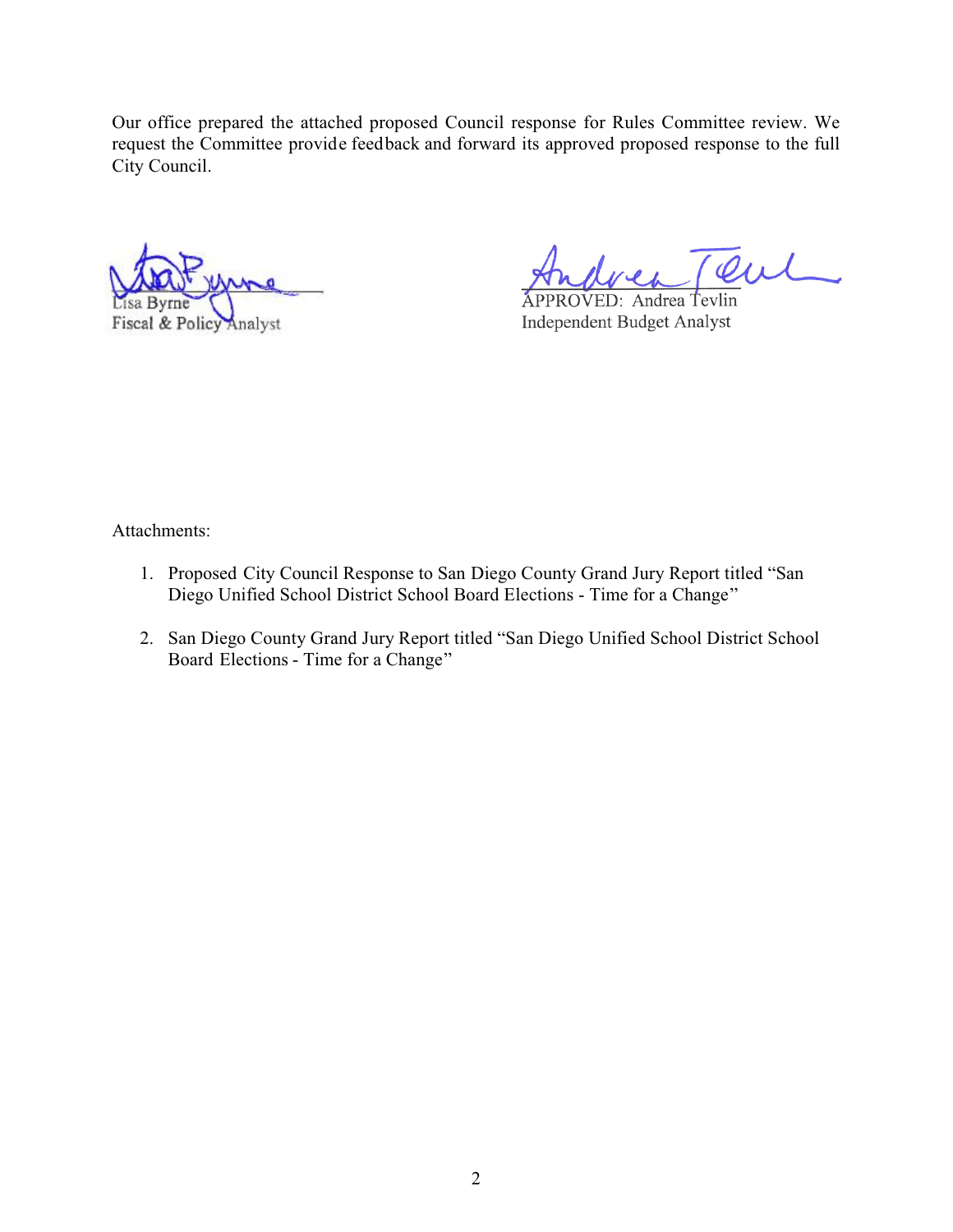Our office prepared the attached proposed Council response for Rules Committee review. We request the Committee provide feedback and forward its approved proposed response to the full City Council.

Lisa Byrne
Fiscal & Policy Analyst

APPROVED: Andrea Tevlin
Independent Budget Analyst

Attachments:

1. Proposed City Council Response to San Diego County Grand Jury Report titled "San Diego Unified School District School Board Elections - Time for a Change"

2. San Diego County Grand Jury Report titled "San Diego Unified School District School Board Elections - Time for a Change"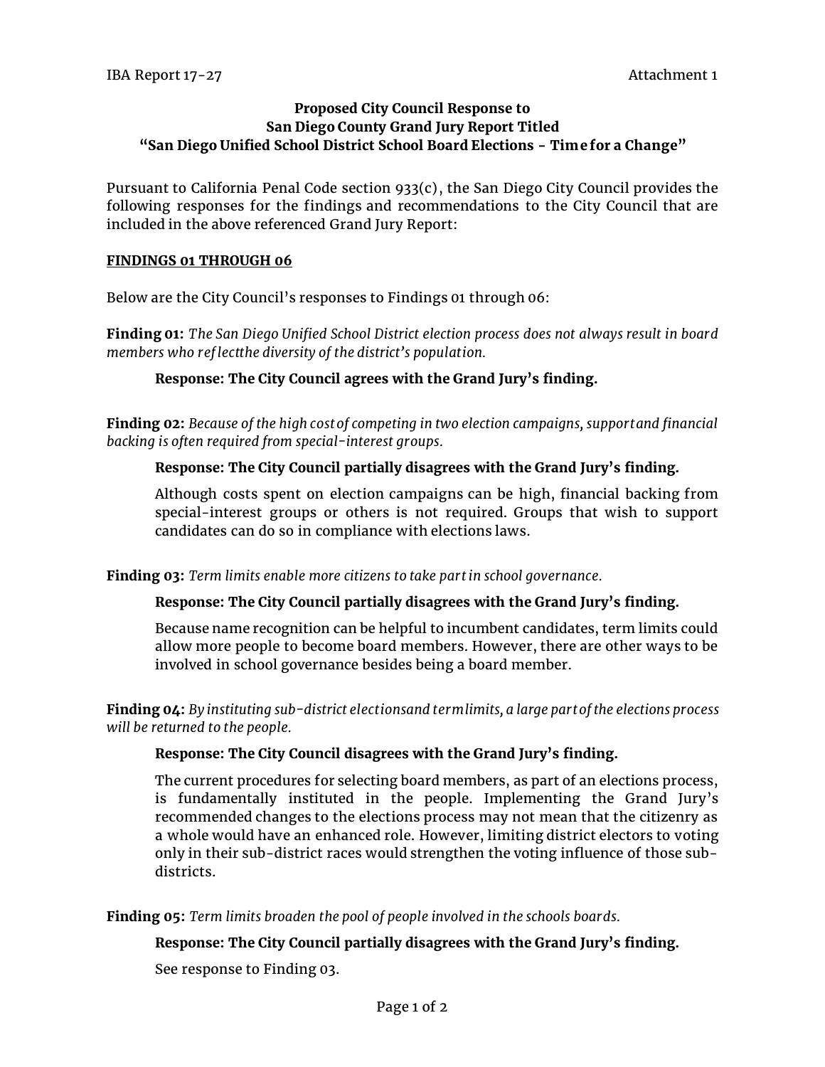IBA Report 17-27 Attachment 1

**Proposed City Council Response to**
**San Diego County Grand Jury Report Titled**
**"San Diego Unified School District School Board Elections - Time for a Change"**

Pursuant to California Penal Code section 933(c), the San Diego City Council provides the following responses for the findings and recommendations to the City Council that are included in the above referenced Grand Jury Report:

**FINDINGS 01 THROUGH 06**

Below are the City Council's responses to Findings 01 through 06:

**Finding 01:** *The San Diego Unified School District election process does not always result in board members who reflectthe diversity of the district's population.*

**Response: The City Council agrees with the Grand Jury's finding.**

**Finding 02:** *Because of the high cost of competing in two election campaigns, supportand financial backing is often required from special-interest groups.*

**Response: The City Council partially disagrees with the Grand Jury's finding.**

Although costs spent on election campaigns can be high, financial backing from special-interest groups or others is not required. Groups that wish to support candidates can do so in compliance with elections laws.

**Finding 03:** *Term limits enable more citizens to take part in school governance.*

**Response: The City Council partially disagrees with the Grand Jury's finding.**

Because name recognition can be helpful to incumbent candidates, term limits could allow more people to become board members. However, there are other ways to be involved in school governance besides being a board member.

**Finding 04:** *By instituting sub-district electionsand termlimits, a large partof the elections process will be returned to the people.*

**Response: The City Council disagrees with the Grand Jury's finding.**

The current procedures for selecting board members, as part of an elections process, is fundamentally instituted in the people. Implementing the Grand Jury's recommended changes to the elections process may not mean that the citizenry as a whole would have an enhanced role. However, limiting district electors to voting only in their sub-district races would strengthen the voting influence of those sub-districts.

**Finding 05:** *Term limits broaden the pool of people involved in the schools boards.*

**Response: The City Council partially disagrees with the Grand Jury's finding.**

See response to Finding 03.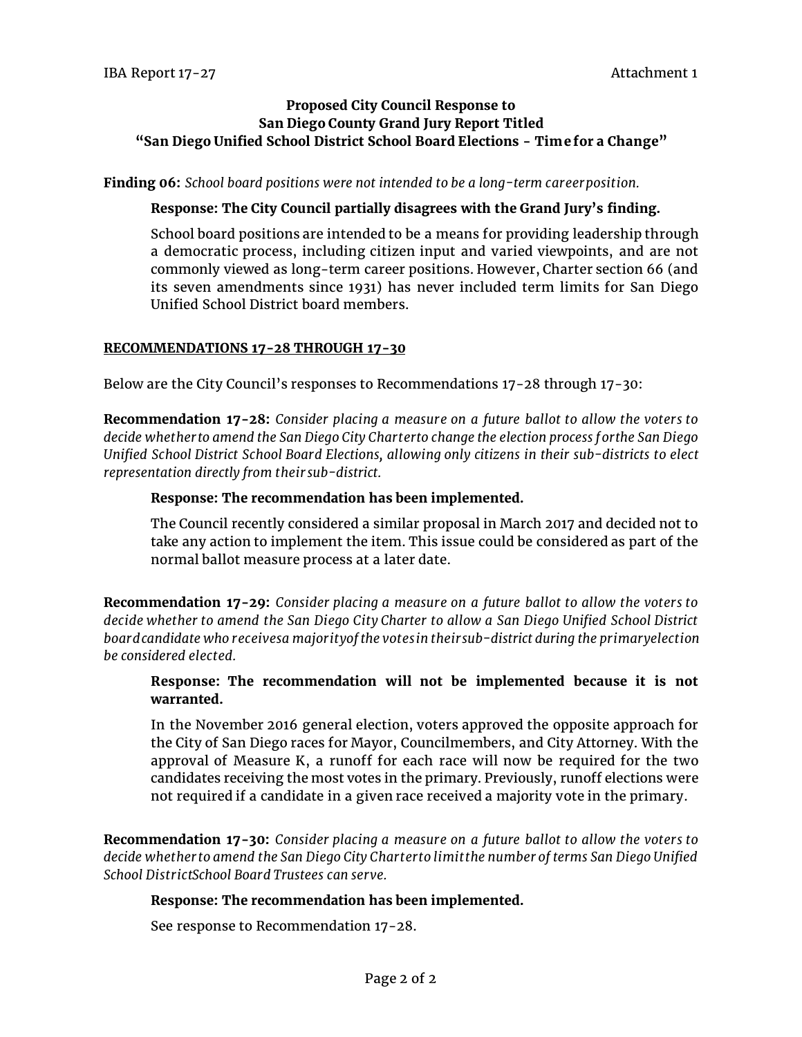IBA Report 17-27 Attachment 1

**Proposed City Council Response to**
**San Diego County Grand Jury Report Titled**
**"San Diego Unified School District School Board Elections - Time for a Change"**

**Finding 06:** *School board positions were not intended to be a long-term career position.*

**Response: The City Council partially disagrees with the Grand Jury's finding.**

School board positions are intended to be a means for providing leadership through a democratic process, including citizen input and varied viewpoints, and are not commonly viewed as long-term career positions. However, Charter section 66 (and its seven amendments since 1931) has never included term limits for San Diego Unified School District board members.

**RECOMMENDATIONS 17-28 THROUGH 17-30**

Below are the City Council's responses to Recommendations 17-28 through 17-30:

**Recommendation 17-28:** *Consider placing a measure on a future ballot to allow the voters to decide whether to amend the San Diego City Charter to change the election process for the San Diego Unified School District School Board Elections, allowing only citizens in their sub-districts to elect representation directly from their sub-district.*

**Response: The recommendation has been implemented.**

The Council recently considered a similar proposal in March 2017 and decided not to take any action to implement the item. This issue could be considered as part of the normal ballot measure process at a later date.

**Recommendation 17-29:** *Consider placing a measure on a future ballot to allow the voters to decide whether to amend the San Diego City Charter to allow a San Diego Unified School District board candidate who receives a majority of the votes in their sub-district during the primary election be considered elected.*

**Response: The recommendation will not be implemented because it is not warranted.**

In the November 2016 general election, voters approved the opposite approach for the City of San Diego races for Mayor, Councilmembers, and City Attorney. With the approval of Measure K, a runoff for each race will now be required for the two candidates receiving the most votes in the primary. Previously, runoff elections were not required if a candidate in a given race received a majority vote in the primary.

**Recommendation 17-30:** *Consider placing a measure on a future ballot to allow the voters to decide whether to amend the San Diego City Charter to limit the number of terms San Diego Unified School District School Board Trustees can serve.*

**Response: The recommendation has been implemented.**

See response to Recommendation 17-28.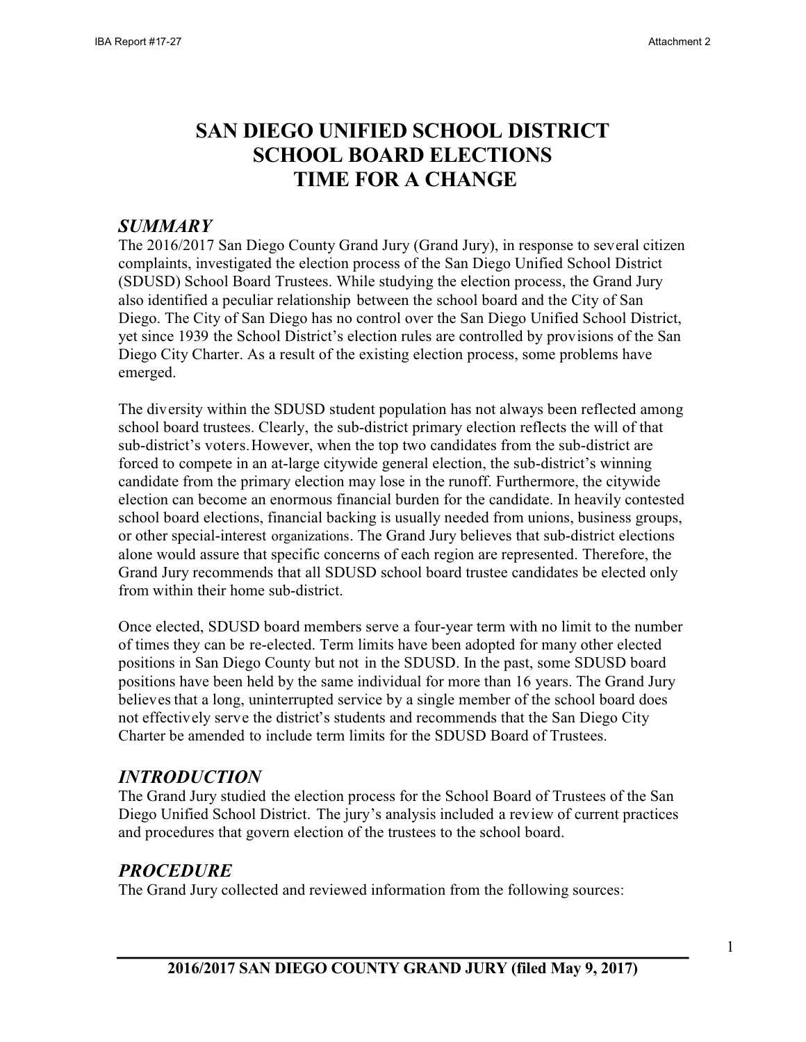# SAN DIEGO UNIFIED SCHOOL DISTRICT SCHOOL BOARD ELECTIONS TIME FOR A CHANGE

## *SUMMARY*

The 2016/2017 San Diego County Grand Jury (Grand Jury), in response to several citizen complaints, investigated the election process of the San Diego Unified School District (SDUSD) School Board Trustees. While studying the election process, the Grand Jury also identified a peculiar relationship between the school board and the City of San Diego. The City of San Diego has no control over the San Diego Unified School District, yet since 1939 the School District's election rules are controlled by provisions of the San Diego City Charter. As a result of the existing election process, some problems have emerged.

The diversity within the SDUSD student population has not always been reflected among school board trustees. Clearly, the sub-district primary election reflects the will of that sub-district's voters. However, when the top two candidates from the sub-district are forced to compete in an at-large citywide general election, the sub-district's winning candidate from the primary election may lose in the runoff. Furthermore, the citywide election can become an enormous financial burden for the candidate. In heavily contested school board elections, financial backing is usually needed from unions, business groups, or other special-interest organizations. The Grand Jury believes that sub-district elections alone would assure that specific concerns of each region are represented. Therefore, the Grand Jury recommends that all SDUSD school board trustee candidates be elected only from within their home sub-district.

Once elected, SDUSD board members serve a four-year term with no limit to the number of times they can be re-elected. Term limits have been adopted for many other elected positions in San Diego County but not in the SDUSD. In the past, some SDUSD board positions have been held by the same individual for more than 16 years. The Grand Jury believes that a long, uninterrupted service by a single member of the school board does not effectively serve the district's students and recommends that the San Diego City Charter be amended to include term limits for the SDUSD Board of Trustees.

## *INTRODUCTION*

The Grand Jury studied the election process for the School Board of Trustees of the San Diego Unified School District. The jury's analysis included a review of current practices and procedures that govern election of the trustees to the school board.

## *PROCEDURE*

The Grand Jury collected and reviewed information from the following sources: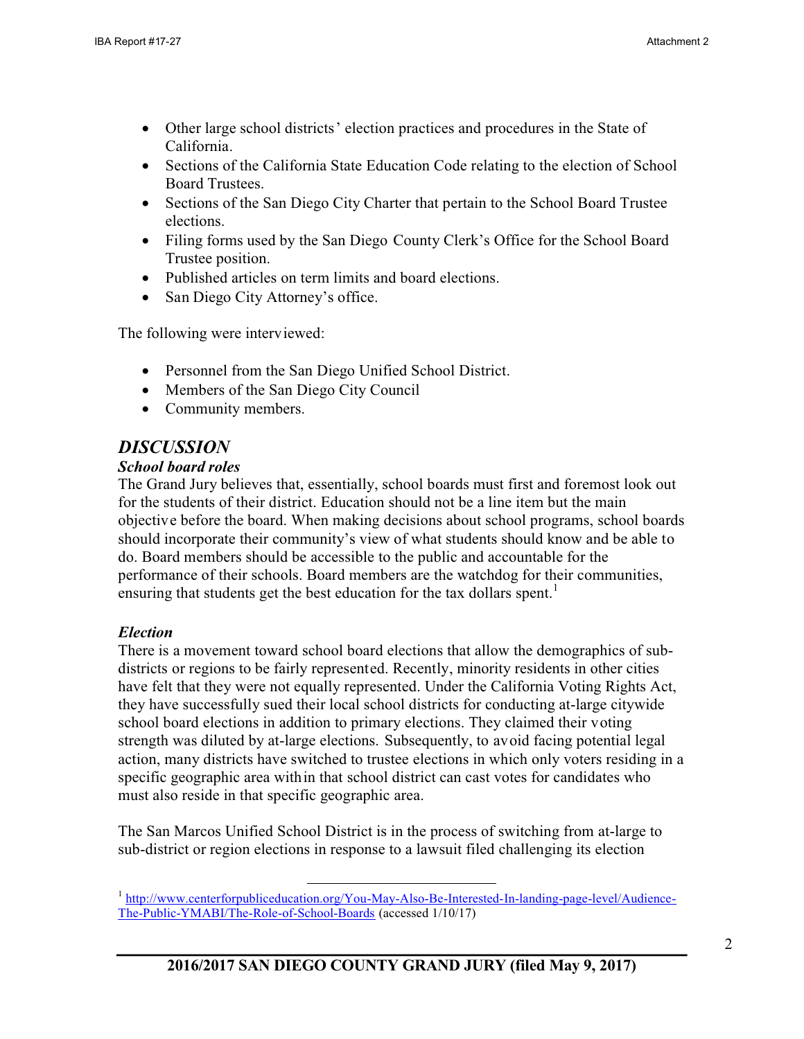- Other large school districts' election practices and procedures in the State of California.
- Sections of the California State Education Code relating to the election of School Board Trustees.
- Sections of the San Diego City Charter that pertain to the School Board Trustee elections.
- Filing forms used by the San Diego County Clerk's Office for the School Board Trustee position.
- Published articles on term limits and board elections.
- San Diego City Attorney's office.

The following were interviewed:

- Personnel from the San Diego Unified School District.
- Members of the San Diego City Council
- Community members.

## *DISCUSSION*

### *School board roles*

The Grand Jury believes that, essentially, school boards must first and foremost look out for the students of their district. Education should not be a line item but the main objective before the board. When making decisions about school programs, school boards should incorporate their community's view of what students should know and be able to do. Board members should be accessible to the public and accountable for the performance of their schools. Board members are the watchdog for their communities, ensuring that students get the best education for the tax dollars spent.[1]

### *Election*

There is a movement toward school board elections that allow the demographics of sub-districts or regions to be fairly represented. Recently, minority residents in other cities have felt that they were not equally represented. Under the California Voting Rights Act, they have successfully sued their local school districts for conducting at-large citywide school board elections in addition to primary elections. They claimed their voting strength was diluted by at-large elections. Subsequently, to avoid facing potential legal action, many districts have switched to trustee elections in which only voters residing in a specific geographic area within that school district can cast votes for candidates who must also reside in that specific geographic area.

The San Marcos Unified School District is in the process of switching from at-large to sub-district or region elections in response to a lawsuit filed challenging its election

[1] http://www.centerforpubliceducation.org/You-May-Also-Be-Interested-In-landing-page-level/Audience-The-Public-YMABI/The-Role-of-School-Boards (accessed 1/10/17)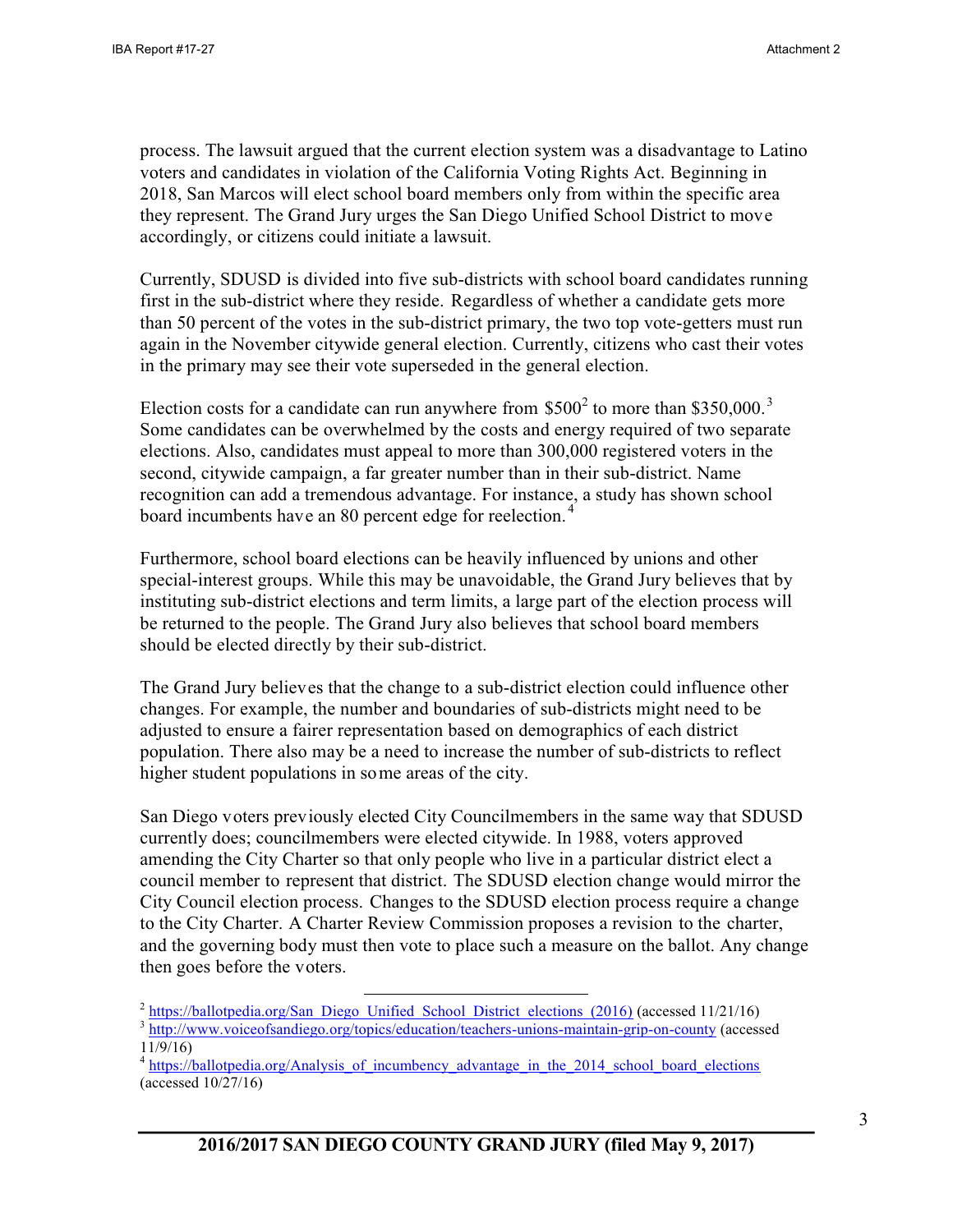process. The lawsuit argued that the current election system was a disadvantage to Latino voters and candidates in violation of the California Voting Rights Act. Beginning in 2018, San Marcos will elect school board members only from within the specific area they represent. The Grand Jury urges the San Diego Unified School District to move accordingly, or citizens could initiate a lawsuit.

Currently, SDUSD is divided into five sub-districts with school board candidates running first in the sub-district where they reside. Regardless of whether a candidate gets more than 50 percent of the votes in the sub-district primary, the two top vote-getters must run again in the November citywide general election. Currently, citizens who cast their votes in the primary may see their vote superseded in the general election.

Election costs for a candidate can run anywhere from $500[2] to more than $350,000.[3] Some candidates can be overwhelmed by the costs and energy required of two separate elections. Also, candidates must appeal to more than 300,000 registered voters in the second, citywide campaign, a far greater number than in their sub-district. Name recognition can add a tremendous advantage. For instance, a study has shown school board incumbents have an 80 percent edge for reelection.[4]

Furthermore, school board elections can be heavily influenced by unions and other special-interest groups. While this may be unavoidable, the Grand Jury believes that by instituting sub-district elections and term limits, a large part of the election process will be returned to the people. The Grand Jury also believes that school board members should be elected directly by their sub-district.

The Grand Jury believes that the change to a sub-district election could influence other changes. For example, the number and boundaries of sub-districts might need to be adjusted to ensure a fairer representation based on demographics of each district population. There also may be a need to increase the number of sub-districts to reflect higher student populations in some areas of the city.

San Diego voters previously elected City Councilmembers in the same way that SDUSD currently does; councilmembers were elected citywide. In 1988, voters approved amending the City Charter so that only people who live in a particular district elect a council member to represent that district. The SDUSD election change would mirror the City Council election process. Changes to the SDUSD election process require a change to the City Charter. A Charter Review Commission proposes a revision to the charter, and the governing body must then vote to place such a measure on the ballot. Any change then goes before the voters.

---

[2] https://ballotpedia.org/San_Diego_Unified_School_District_elections_(2016) (accessed 11/21/16)

[3] http://www.voiceofsandiego.org/topics/education/teachers-unions-maintain-grip-on-county (accessed 11/9/16)

[4] https://ballotpedia.org/Analysis_of_incumbency_advantage_in_the_2014_school_board_elections (accessed 10/27/16)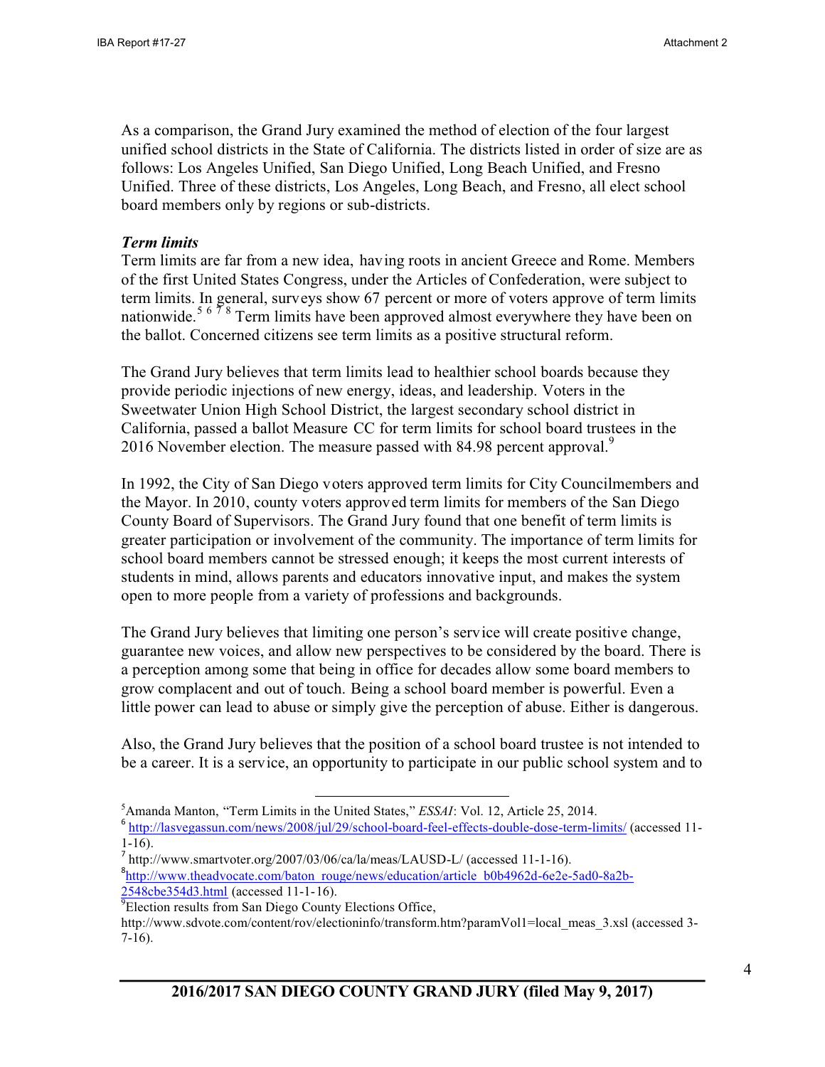As a comparison, the Grand Jury examined the method of election of the four largest unified school districts in the State of California. The districts listed in order of size are as follows: Los Angeles Unified, San Diego Unified, Long Beach Unified, and Fresno Unified. Three of these districts, Los Angeles, Long Beach, and Fresno, all elect school board members only by regions or sub-districts.

***Term limits***

Term limits are far from a new idea, having roots in ancient Greece and Rome. Members of the first United States Congress, under the Articles of Confederation, were subject to term limits. In general, surveys show 67 percent or more of voters approve of term limits nationwide.[5] [6] [7] [8] Term limits have been approved almost everywhere they have been on the ballot. Concerned citizens see term limits as a positive structural reform.

The Grand Jury believes that term limits lead to healthier school boards because they provide periodic injections of new energy, ideas, and leadership. Voters in the Sweetwater Union High School District, the largest secondary school district in California, passed a ballot Measure CC for term limits for school board trustees in the 2016 November election. The measure passed with 84.98 percent approval.[9]

In 1992, the City of San Diego voters approved term limits for City Councilmembers and the Mayor. In 2010, county voters approved term limits for members of the San Diego County Board of Supervisors. The Grand Jury found that one benefit of term limits is greater participation or involvement of the community. The importance of term limits for school board members cannot be stressed enough; it keeps the most current interests of students in mind, allows parents and educators innovative input, and makes the system open to more people from a variety of professions and backgrounds.

The Grand Jury believes that limiting one person's service will create positive change, guarantee new voices, and allow new perspectives to be considered by the board. There is a perception among some that being in office for decades allow some board members to grow complacent and out of touch. Being a school board member is powerful. Even a little power can lead to abuse or simply give the perception of abuse. Either is dangerous.

Also, the Grand Jury believes that the position of a school board trustee is not intended to be a career. It is a service, an opportunity to participate in our public school system and to

---

[5] Amanda Manton, "Term Limits in the United States," *ESSAI*: Vol. 12, Article 25, 2014.

[6] http://lasvegassun.com/news/2008/jul/29/school-board-feel-effects-double-dose-term-limits/ (accessed 11-1-16).

[7] http://www.smartvoter.org/2007/03/06/ca/la/meas/LAUSD-L/ (accessed 11-1-16).

[8] http://www.theadvocate.com/baton_rouge/news/education/article_b0b4962d-6e2e-5ad0-8a2b-2548cbe354d3.html (accessed 11-1-16).

[9] Election results from San Diego County Elections Office, http://www.sdvote.com/content/rov/electioninfo/transform.htm?paramVol1=local_meas_3.xsl (accessed 3-7-16).

**2016/2017 SAN DIEGO COUNTY GRAND JURY (filed May 9, 2017)**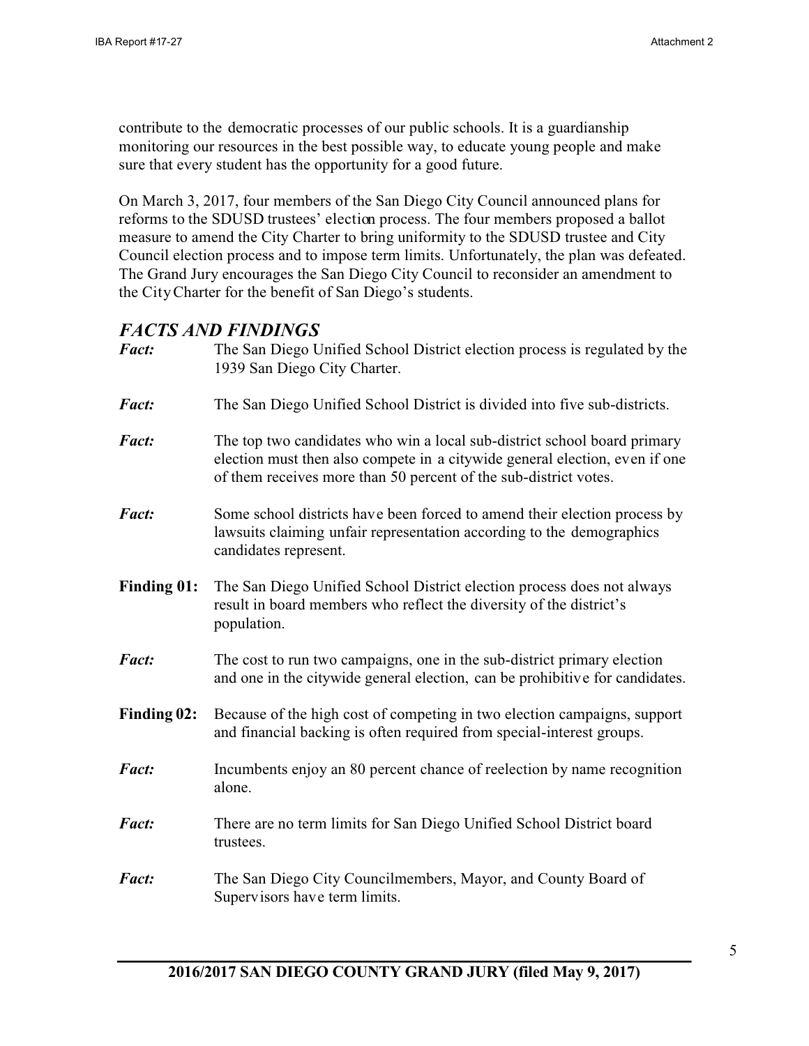contribute to the democratic processes of our public schools. It is a guardianship monitoring our resources in the best possible way, to educate young people and make sure that every student has the opportunity for a good future.

On March 3, 2017, four members of the San Diego City Council announced plans for reforms to the SDUSD trustees' election process. The four members proposed a ballot measure to amend the City Charter to bring uniformity to the SDUSD trustee and City Council election process and to impose term limits. Unfortunately, the plan was defeated. The Grand Jury encourages the San Diego City Council to reconsider an amendment to the City Charter for the benefit of San Diego's students.

## *FACTS AND FINDINGS*

***Fact:*** The San Diego Unified School District election process is regulated by the 1939 San Diego City Charter.

***Fact:*** The San Diego Unified School District is divided into five sub-districts.

***Fact:*** The top two candidates who win a local sub-district school board primary election must then also compete in a citywide general election, even if one of them receives more than 50 percent of the sub-district votes.

***Fact:*** Some school districts have been forced to amend their election process by lawsuits claiming unfair representation according to the demographics candidates represent.

**Finding 01:** The San Diego Unified School District election process does not always result in board members who reflect the diversity of the district's population.

***Fact:*** The cost to run two campaigns, one in the sub-district primary election and one in the citywide general election, can be prohibitive for candidates.

**Finding 02:** Because of the high cost of competing in two election campaigns, support and financial backing is often required from special-interest groups.

***Fact:*** Incumbents enjoy an 80 percent chance of reelection by name recognition alone.

***Fact:*** There are no term limits for San Diego Unified School District board trustees.

***Fact:*** The San Diego City Councilmembers, Mayor, and County Board of Supervisors have term limits.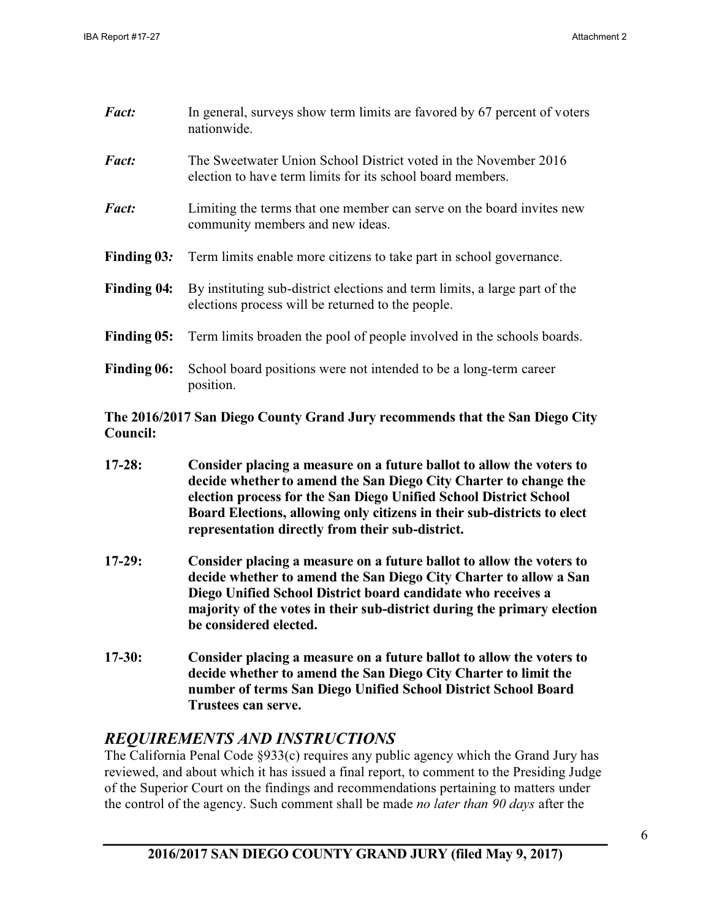***Fact:*** In general, surveys show term limits are favored by 67 percent of voters nationwide.

***Fact:*** The Sweetwater Union School District voted in the November 2016 election to have term limits for its school board members.

***Fact:*** Limiting the terms that one member can serve on the board invites new community members and new ideas.

**Finding 03*:*** Term limits enable more citizens to take part in school governance.

**Finding 04:** By instituting sub-district elections and term limits, a large part of the elections process will be returned to the people.

**Finding 05:** Term limits broaden the pool of people involved in the schools boards.

**Finding 06:** School board positions were not intended to be a long-term career position.

**The 2016/2017 San Diego County Grand Jury recommends that the San Diego City Council:**

**17-28: Consider placing a measure on a future ballot to allow the voters to decide whether to amend the San Diego City Charter to change the election process for the San Diego Unified School District School Board Elections, allowing only citizens in their sub-districts to elect representation directly from their sub-district.**

**17-29: Consider placing a measure on a future ballot to allow the voters to decide whether to amend the San Diego City Charter to allow a San Diego Unified School District board candidate who receives a majority of the votes in their sub-district during the primary election be considered elected.**

**17-30: Consider placing a measure on a future ballot to allow the voters to decide whether to amend the San Diego City Charter to limit the number of terms San Diego Unified School District School Board Trustees can serve.**

## *REQUIREMENTS AND INSTRUCTIONS*

The California Penal Code §933(c) requires any public agency which the Grand Jury has reviewed, and about which it has issued a final report, to comment to the Presiding Judge of the Superior Court on the findings and recommendations pertaining to matters under the control of the agency. Such comment shall be made *no later than 90 days* after the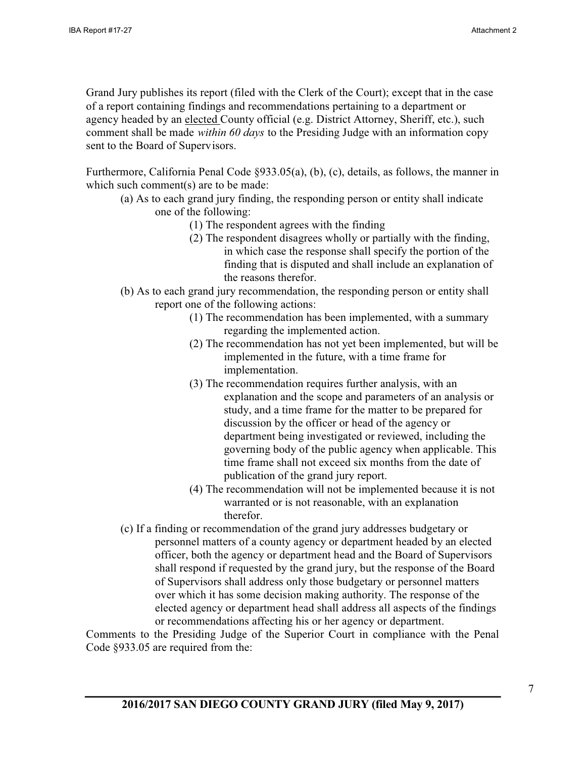Grand Jury publishes its report (filed with the Clerk of the Court); except that in the case of a report containing findings and recommendations pertaining to a department or agency headed by an elected County official (e.g. District Attorney, Sheriff, etc.), such comment shall be made *within 60 days* to the Presiding Judge with an information copy sent to the Board of Supervisors.

Furthermore, California Penal Code §933.05(a), (b), (c), details, as follows, the manner in which such comment(s) are to be made:

(a) As to each grand jury finding, the responding person or entity shall indicate one of the following:

(1) The respondent agrees with the finding

(2) The respondent disagrees wholly or partially with the finding, in which case the response shall specify the portion of the finding that is disputed and shall include an explanation of the reasons therefor.

(b) As to each grand jury recommendation, the responding person or entity shall report one of the following actions:

(1) The recommendation has been implemented, with a summary regarding the implemented action.

(2) The recommendation has not yet been implemented, but will be implemented in the future, with a time frame for implementation.

(3) The recommendation requires further analysis, with an explanation and the scope and parameters of an analysis or study, and a time frame for the matter to be prepared for discussion by the officer or head of the agency or department being investigated or reviewed, including the governing body of the public agency when applicable. This time frame shall not exceed six months from the date of publication of the grand jury report.

(4) The recommendation will not be implemented because it is not warranted or is not reasonable, with an explanation therefor.

(c) If a finding or recommendation of the grand jury addresses budgetary or personnel matters of a county agency or department headed by an elected officer, both the agency or department head and the Board of Supervisors shall respond if requested by the grand jury, but the response of the Board of Supervisors shall address only those budgetary or personnel matters over which it has some decision making authority. The response of the elected agency or department head shall address all aspects of the findings or recommendations affecting his or her agency or department.

Comments to the Presiding Judge of the Superior Court in compliance with the Penal Code §933.05 are required from the: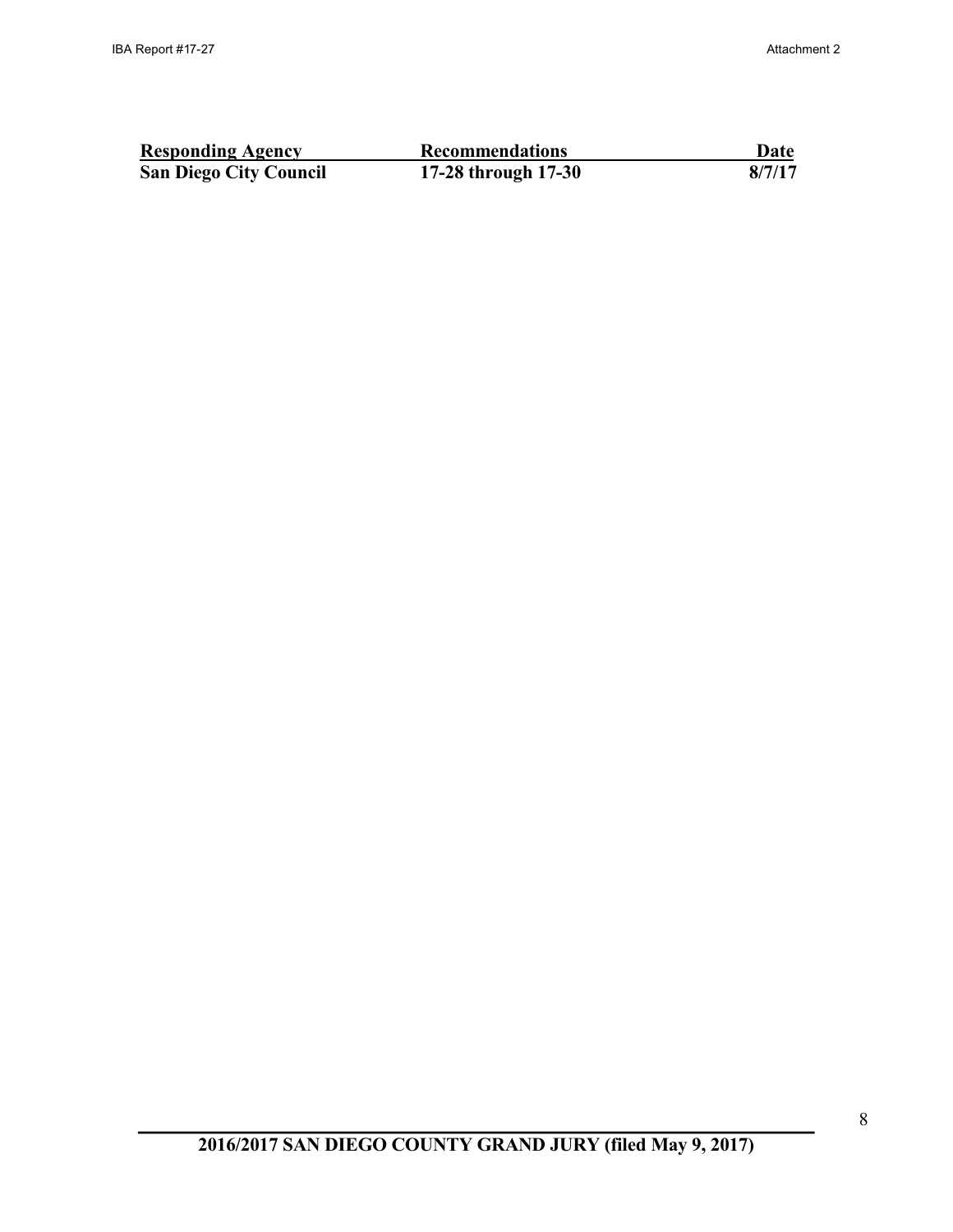| Responding Agency | Recommendations | Date |
|---|---|---|
| **San Diego City Council** | **17-28 through 17-30** | **8/7/17** |